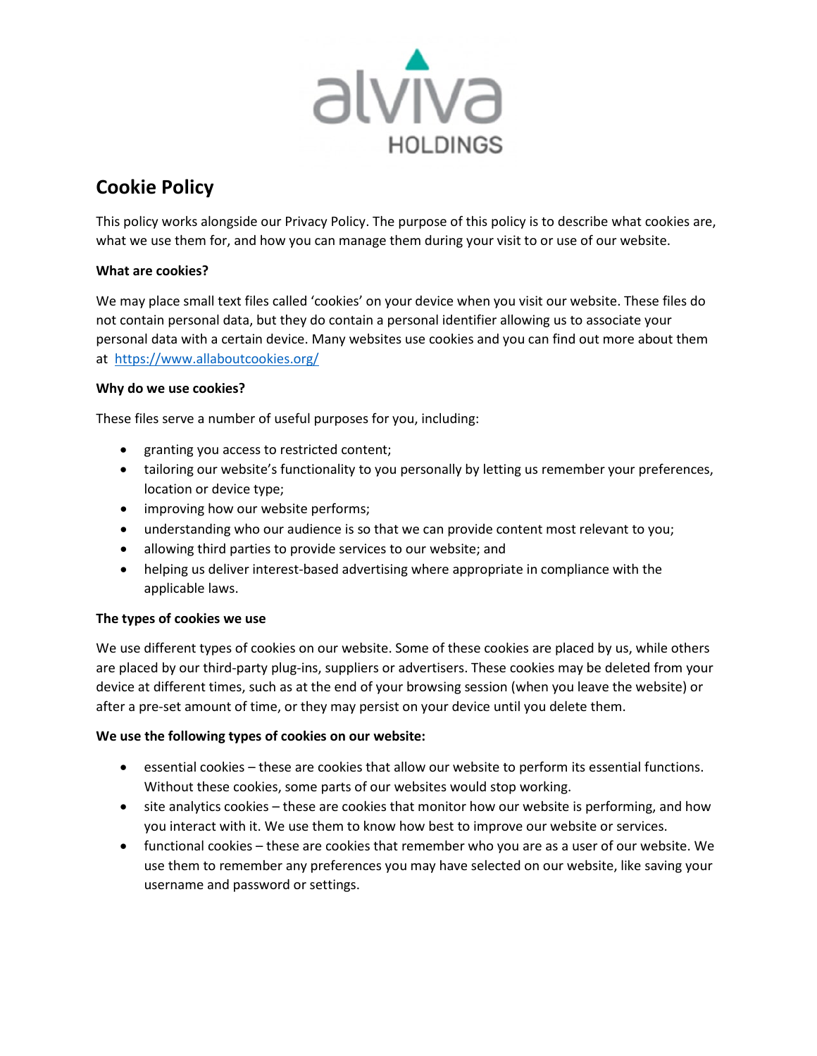alviva HOLDINGS

# Cookie Policy

This policy works alongside our Privacy Policy. The purpose of this policy is to describe what cookies are, what we use them for, and how you can manage them during your visit to or use of our website.

**What are cookies?**

We may place small text files called 'cookies' on your device when you visit our website. These files do not contain personal data, but they do contain a personal identifier allowing us to associate your personal data with a certain device. Many websites use cookies and you can find out more about them at https://www.allaboutcookies.org/

**Why do we use cookies?**

These files serve a number of useful purposes for you, including:

- granting you access to restricted content;
- tailoring our website's functionality to you personally by letting us remember your preferences, location or device type;
- improving how our website performs;
- understanding who our audience is so that we can provide content most relevant to you;
- allowing third parties to provide services to our website; and
- helping us deliver interest-based advertising where appropriate in compliance with the applicable laws.

**The types of cookies we use**

We use different types of cookies on our website. Some of these cookies are placed by us, while others are placed by our third-party plug-ins, suppliers or advertisers. These cookies may be deleted from your device at different times, such as at the end of your browsing session (when you leave the website) or after a pre-set amount of time, or they may persist on your device until you delete them.

**We use the following types of cookies on our website:**

- essential cookies – these are cookies that allow our website to perform its essential functions. Without these cookies, some parts of our websites would stop working.
- site analytics cookies – these are cookies that monitor how our website is performing, and how you interact with it. We use them to know how best to improve our website or services.
- functional cookies – these are cookies that remember who you are as a user of our website. We use them to remember any preferences you may have selected on our website, like saving your username and password or settings.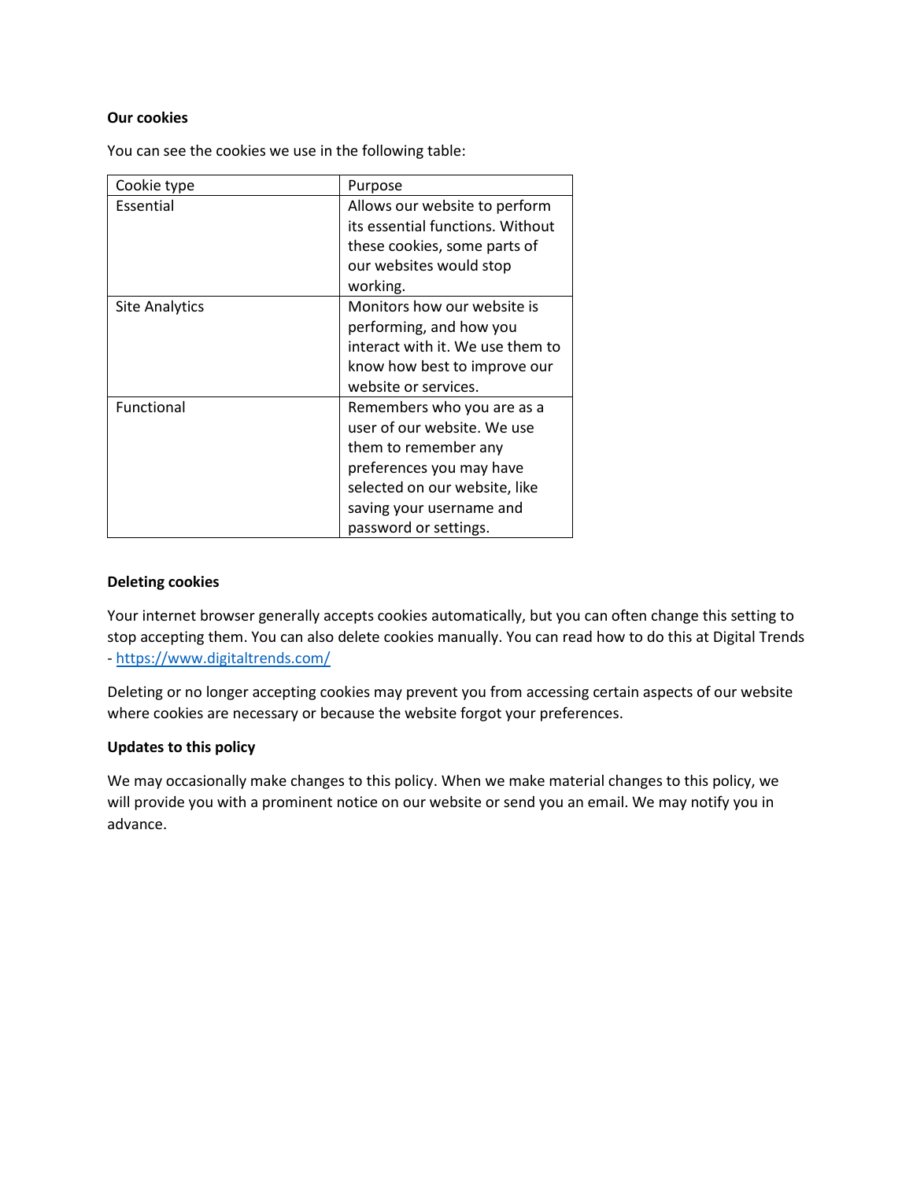**Our cookies**

You can see the cookies we use in the following table:

| Cookie type | Purpose |
|---|---|
| Essential | Allows our website to perform its essential functions. Without these cookies, some parts of our websites would stop working. |
| Site Analytics | Monitors how our website is performing, and how you interact with it. We use them to know how best to improve our website or services. |
| Functional | Remembers who you are as a user of our website. We use them to remember any preferences you may have selected on our website, like saving your username and password or settings. |

**Deleting cookies**

Your internet browser generally accepts cookies automatically, but you can often change this setting to stop accepting them. You can also delete cookies manually. You can read how to do this at Digital Trends - https://www.digitaltrends.com/

Deleting or no longer accepting cookies may prevent you from accessing certain aspects of our website where cookies are necessary or because the website forgot your preferences.

**Updates to this policy**

We may occasionally make changes to this policy. When we make material changes to this policy, we will provide you with a prominent notice on our website or send you an email. We may notify you in advance.